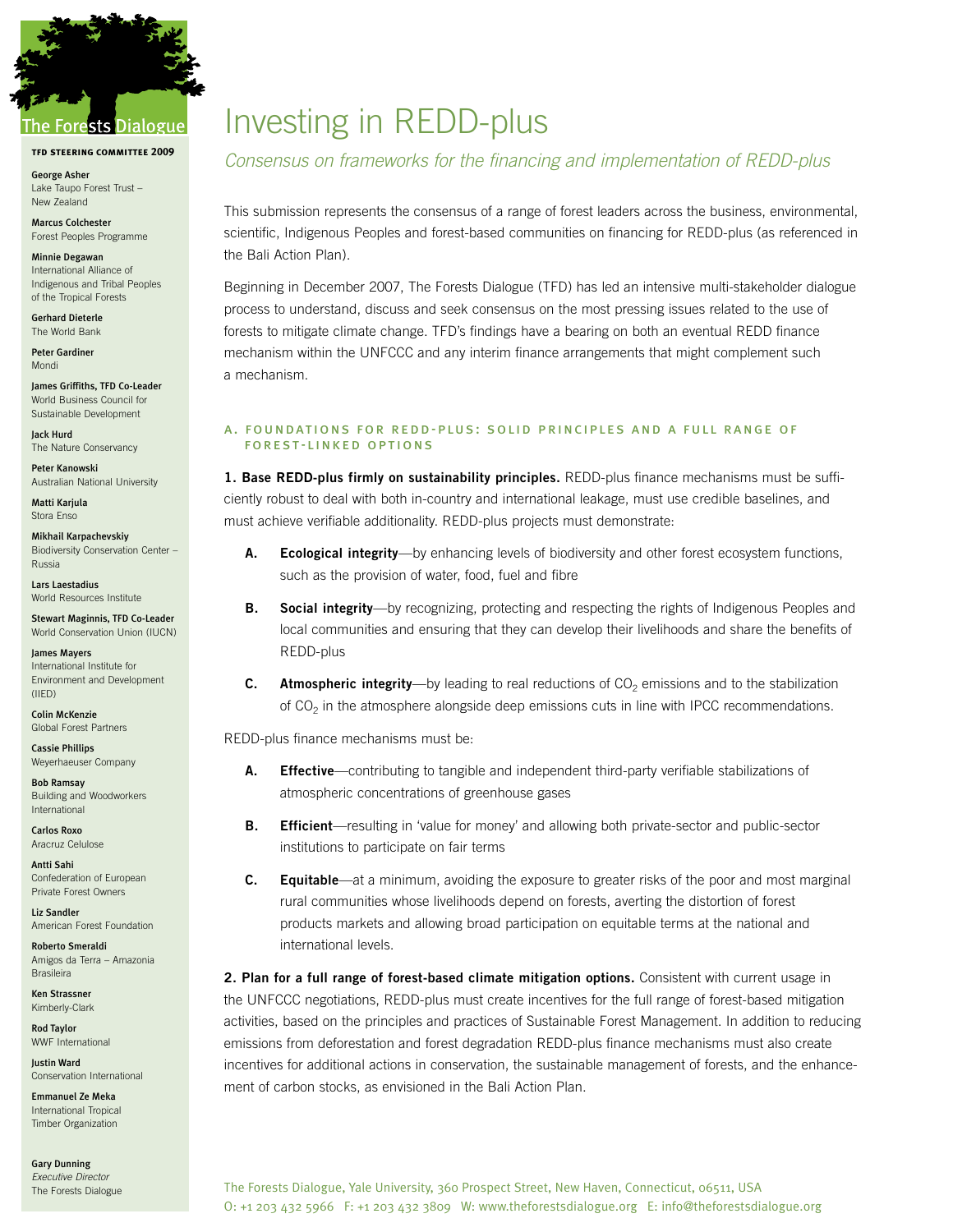The Forests Dialogue

**TFD STEERING COMMITTEE 2009**

**George Asher**
Lake Taupo Forest Trust – New Zealand

**Marcus Colchester**
Forest Peoples Programme

**Minnie Degawan**
International Alliance of Indigenous and Tribal Peoples of the Tropical Forests

**Gerhard Dieterle**
The World Bank

**Peter Gardiner**
Mondi

**James Griffiths, TFD Co-Leader**
World Business Council for Sustainable Development

**Jack Hurd**
The Nature Conservancy

**Peter Kanowski**
Australian National University

**Matti Karjula**
Stora Enso

**Mikhail Karpachevskiy**
Biodiversity Conservation Center – Russia

**Lars Laestadius**
World Resources Institute

**Stewart Maginnis, TFD Co-Leader**
World Conservation Union (IUCN)

**James Mayers**
International Institute for Environment and Development (IIED)

**Colin McKenzie**
Global Forest Partners

**Cassie Phillips**
Weyerhaeuser Company

**Bob Ramsay**
Building and Woodworkers International

**Carlos Roxo**
Aracruz Celulose

**Antti Sahi**
Confederation of European Private Forest Owners

**Liz Sandler**
American Forest Foundation

**Roberto Smeraldi**
Amigos da Terra – Amazonia Brasileira

**Ken Strassner**
Kimberly-Clark

**Rod Taylor**
WWF International

**Justin Ward**
Conservation International

**Emmanuel Ze Meka**
International Tropical Timber Organization

**Gary Dunning**
*Executive Director*
The Forests Dialogue

# Investing in REDD-plus

*Consensus on frameworks for the financing and implementation of REDD-plus*

This submission represents the consensus of a range of forest leaders across the business, environmental, scientific, Indigenous Peoples and forest-based communities on financing for REDD-plus (as referenced in the Bali Action Plan).

Beginning in December 2007, The Forests Dialogue (TFD) has led an intensive multi-stakeholder dialogue process to understand, discuss and seek consensus on the most pressing issues related to the use of forests to mitigate climate change. TFD's findings have a bearing on both an eventual REDD finance mechanism within the UNFCCC and any interim finance arrangements that might complement such a mechanism.

## A. FOUNDATIONS FOR REDD-PLUS: SOLID PRINCIPLES AND A FULL RANGE OF FOREST-LINKED OPTIONS

**1. Base REDD-plus firmly on sustainability principles.** REDD-plus finance mechanisms must be sufficiently robust to deal with both in-country and international leakage, must use credible baselines, and must achieve verifiable additionality. REDD-plus projects must demonstrate:

- **A. Ecological integrity**—by enhancing levels of biodiversity and other forest ecosystem functions, such as the provision of water, food, fuel and fibre
- **B. Social integrity**—by recognizing, protecting and respecting the rights of Indigenous Peoples and local communities and ensuring that they can develop their livelihoods and share the benefits of REDD-plus
- **C. Atmospheric integrity**—by leading to real reductions of $CO_2$ emissions and to the stabilization of $CO_2$ in the atmosphere alongside deep emissions cuts in line with IPCC recommendations.

REDD-plus finance mechanisms must be:

- **A. Effective**—contributing to tangible and independent third-party verifiable stabilizations of atmospheric concentrations of greenhouse gases
- **B. Efficient**—resulting in 'value for money' and allowing both private-sector and public-sector institutions to participate on fair terms
- **C. Equitable**—at a minimum, avoiding the exposure to greater risks of the poor and most marginal rural communities whose livelihoods depend on forests, averting the distortion of forest products markets and allowing broad participation on equitable terms at the national and international levels.

**2. Plan for a full range of forest-based climate mitigation options.** Consistent with current usage in the UNFCCC negotiations, REDD-plus must create incentives for the full range of forest-based mitigation activities, based on the principles and practices of Sustainable Forest Management. In addition to reducing emissions from deforestation and forest degradation REDD-plus finance mechanisms must also create incentives for additional actions in conservation, the sustainable management of forests, and the enhancement of carbon stocks, as envisioned in the Bali Action Plan.

The Forests Dialogue, Yale University, 360 Prospect Street, New Haven, Connecticut, 06511, USA
O: +1 203 432 5966 F: +1 203 432 3809 W: www.theforestsdialogue.org E: info@theforestsdialogue.org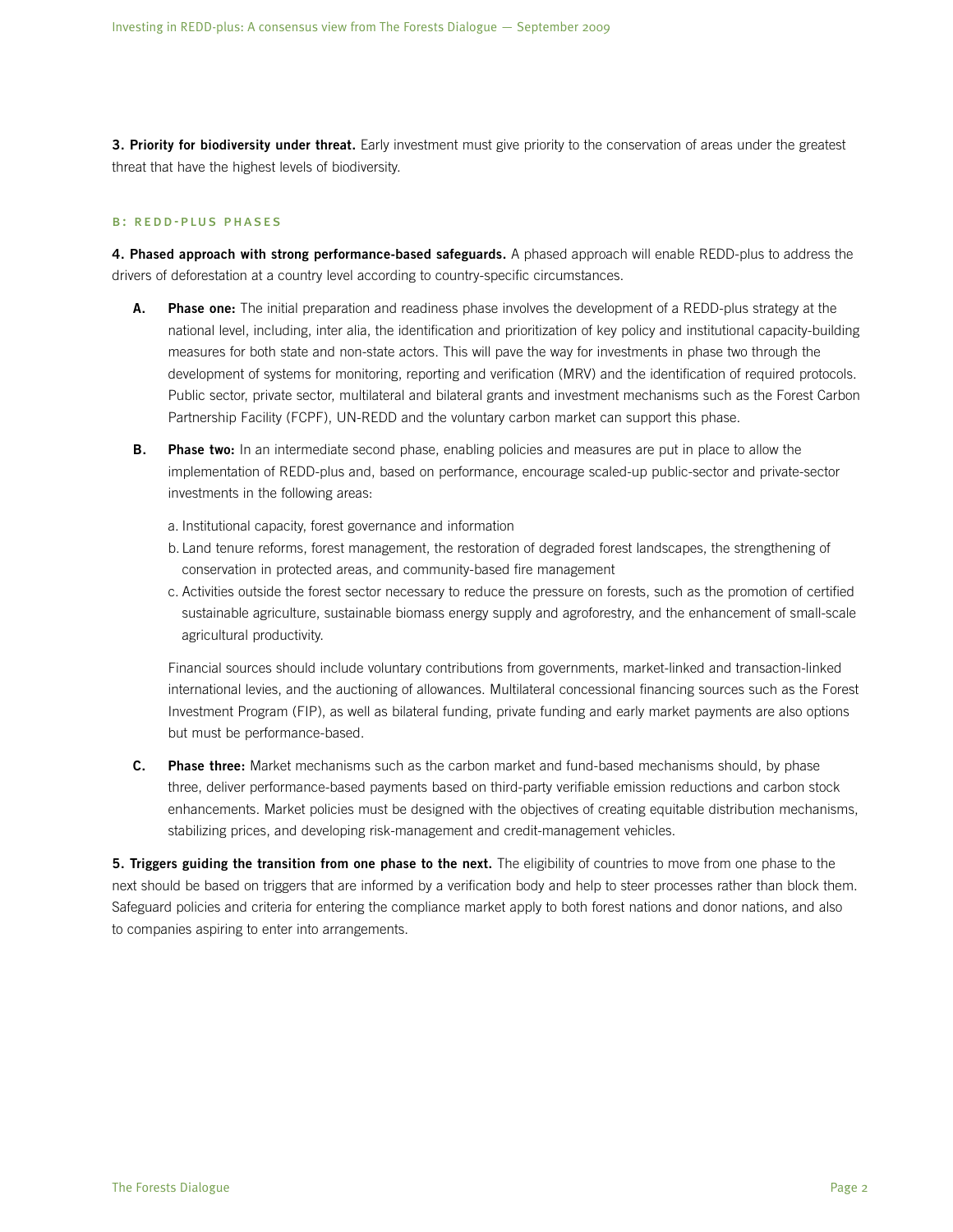**3. Priority for biodiversity under threat.** Early investment must give priority to the conservation of areas under the greatest threat that have the highest levels of biodiversity.

### B: REDD-PLUS PHASES

**4. Phased approach with strong performance-based safeguards.** A phased approach will enable REDD-plus to address the drivers of deforestation at a country level according to country-specific circumstances.

**A.** **Phase one:** The initial preparation and readiness phase involves the development of a REDD-plus strategy at the national level, including, inter alia, the identification and prioritization of key policy and institutional capacity-building measures for both state and non-state actors. This will pave the way for investments in phase two through the development of systems for monitoring, reporting and verification (MRV) and the identification of required protocols. Public sector, private sector, multilateral and bilateral grants and investment mechanisms such as the Forest Carbon Partnership Facility (FCPF), UN-REDD and the voluntary carbon market can support this phase.

**B.** **Phase two:** In an intermediate second phase, enabling policies and measures are put in place to allow the implementation of REDD-plus and, based on performance, encourage scaled-up public-sector and private-sector investments in the following areas:

a. Institutional capacity, forest governance and information

b. Land tenure reforms, forest management, the restoration of degraded forest landscapes, the strengthening of conservation in protected areas, and community-based fire management

c. Activities outside the forest sector necessary to reduce the pressure on forests, such as the promotion of certified sustainable agriculture, sustainable biomass energy supply and agroforestry, and the enhancement of small-scale agricultural productivity.

Financial sources should include voluntary contributions from governments, market-linked and transaction-linked international levies, and the auctioning of allowances. Multilateral concessional financing sources such as the Forest Investment Program (FIP), as well as bilateral funding, private funding and early market payments are also options but must be performance-based.

**C.** **Phase three:** Market mechanisms such as the carbon market and fund-based mechanisms should, by phase three, deliver performance-based payments based on third-party verifiable emission reductions and carbon stock enhancements. Market policies must be designed with the objectives of creating equitable distribution mechanisms, stabilizing prices, and developing risk-management and credit-management vehicles.

**5. Triggers guiding the transition from one phase to the next.** The eligibility of countries to move from one phase to the next should be based on triggers that are informed by a verification body and help to steer processes rather than block them. Safeguard policies and criteria for entering the compliance market apply to both forest nations and donor nations, and also to companies aspiring to enter into arrangements.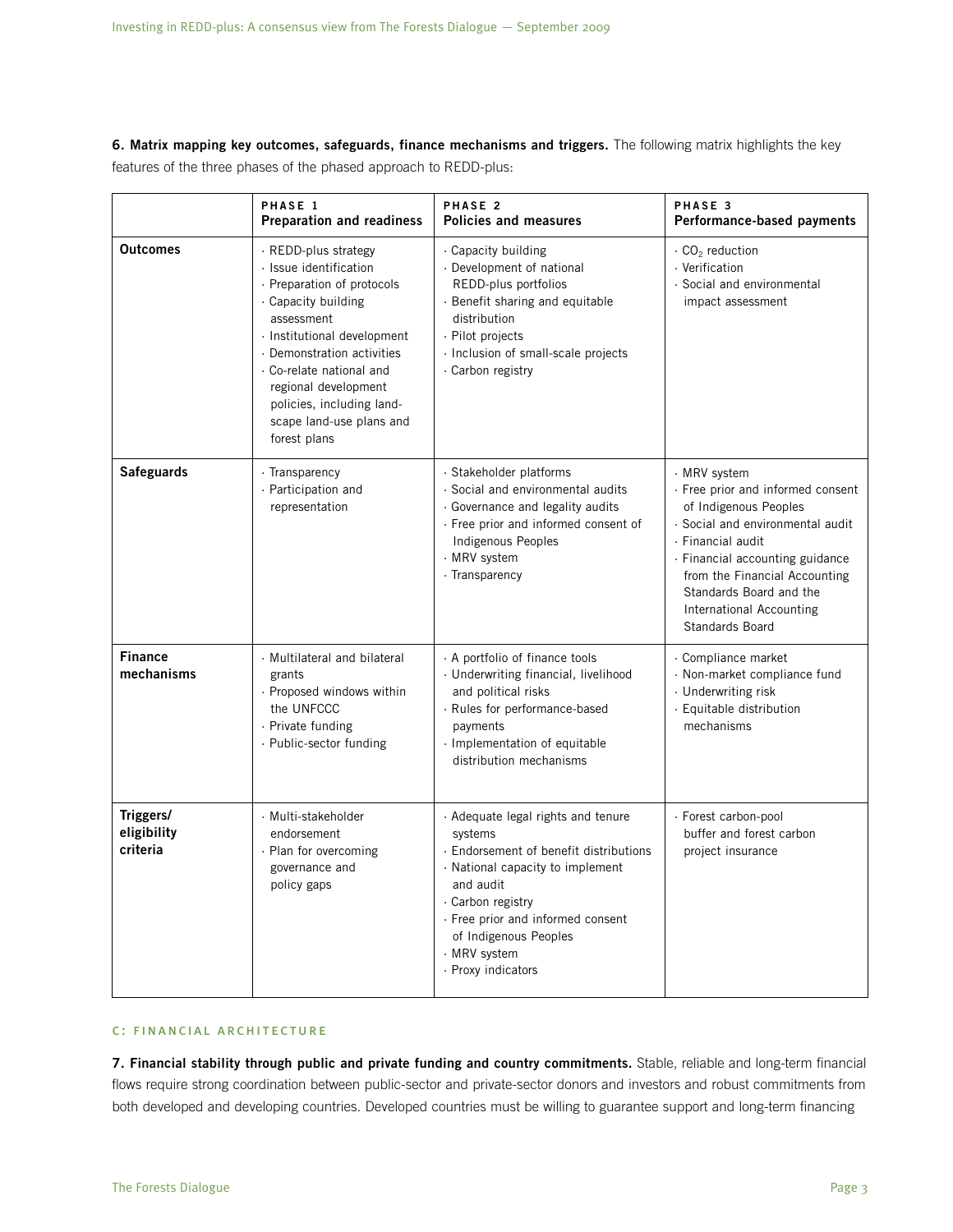**6. Matrix mapping key outcomes, safeguards, finance mechanisms and triggers.** The following matrix highlights the key features of the three phases of the phased approach to REDD-plus:

| | PHASE 1 Preparation and readiness | PHASE 2 Policies and measures | PHASE 3 Performance-based payments |
|---|---|---|---|
| **Outcomes** | · REDD-plus strategy<br>· Issue identification<br>· Preparation of protocols<br>· Capacity building assessment<br>· Institutional development<br>· Demonstration activities<br>· Co-relate national and regional development policies, including land-scape land-use plans and forest plans | · Capacity building<br>· Development of national REDD-plus portfolios<br>· Benefit sharing and equitable distribution<br>· Pilot projects<br>· Inclusion of small-scale projects<br>· Carbon registry | · $CO_2$ reduction<br>· Verification<br>· Social and environmental impact assessment |
| **Safeguards** | · Transparency<br>· Participation and representation | · Stakeholder platforms<br>· Social and environmental audits<br>· Governance and legality audits<br>· Free prior and informed consent of Indigenous Peoples<br>· MRV system<br>· Transparency | · MRV system<br>· Free prior and informed consent of Indigenous Peoples<br>· Social and environmental audit<br>· Financial audit<br>· Financial accounting guidance from the Financial Accounting Standards Board and the International Accounting Standards Board |
| **Finance mechanisms** | · Multilateral and bilateral grants<br>· Proposed windows within the UNFCCC<br>· Private funding<br>· Public-sector funding | · A portfolio of finance tools<br>· Underwriting financial, livelihood and political risks<br>· Rules for performance-based payments<br>· Implementation of equitable distribution mechanisms | · Compliance market<br>· Non-market compliance fund<br>· Underwriting risk<br>· Equitable distribution mechanisms |
| **Triggers/ eligibility criteria** | · Multi-stakeholder endorsement<br>· Plan for overcoming governance and policy gaps | · Adequate legal rights and tenure systems<br>· Endorsement of benefit distributions<br>· National capacity to implement and audit<br>· Carbon registry<br>· Free prior and informed consent of Indigenous Peoples<br>· MRV system<br>· Proxy indicators | · Forest carbon-pool buffer and forest carbon project insurance |

## C: FINANCIAL ARCHITECTURE

**7. Financial stability through public and private funding and country commitments.** Stable, reliable and long-term financial flows require strong coordination between public-sector and private-sector donors and investors and robust commitments from both developed and developing countries. Developed countries must be willing to guarantee support and long-term financing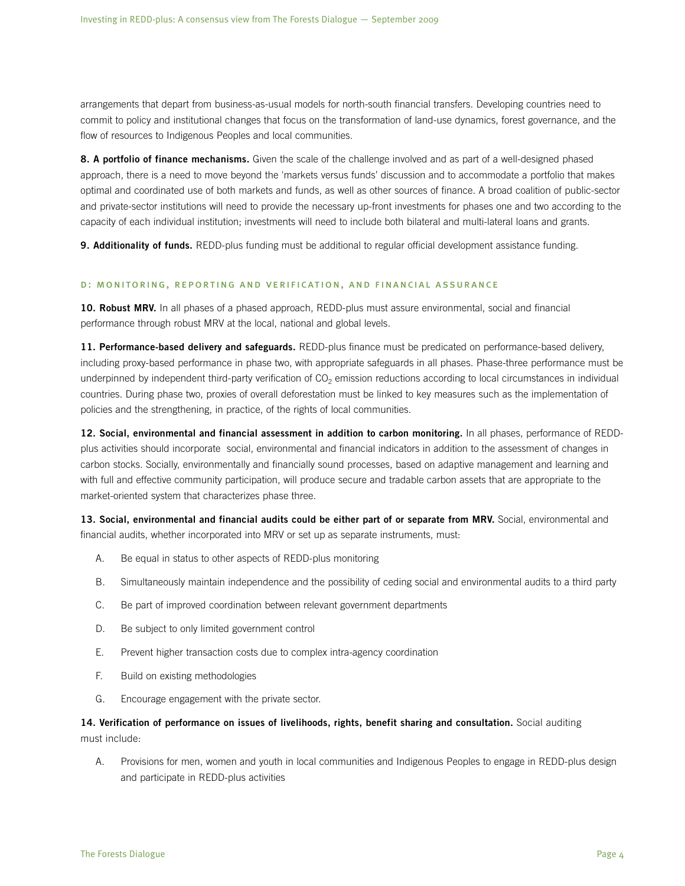arrangements that depart from business-as-usual models for north-south financial transfers. Developing countries need to commit to policy and institutional changes that focus on the transformation of land-use dynamics, forest governance, and the flow of resources to Indigenous Peoples and local communities.

**8. A portfolio of finance mechanisms.** Given the scale of the challenge involved and as part of a well-designed phased approach, there is a need to move beyond the 'markets versus funds' discussion and to accommodate a portfolio that makes optimal and coordinated use of both markets and funds, as well as other sources of finance. A broad coalition of public-sector and private-sector institutions will need to provide the necessary up-front investments for phases one and two according to the capacity of each individual institution; investments will need to include both bilateral and multi-lateral loans and grants.

**9. Additionality of funds.** REDD-plus funding must be additional to regular official development assistance funding.

### D: MONITORING, REPORTING AND VERIFICATION, AND FINANCIAL ASSURANCE

**10. Robust MRV.** In all phases of a phased approach, REDD-plus must assure environmental, social and financial performance through robust MRV at the local, national and global levels.

**11. Performance-based delivery and safeguards.** REDD-plus finance must be predicated on performance-based delivery, including proxy-based performance in phase two, with appropriate safeguards in all phases. Phase-three performance must be underpinned by independent third-party verification of $CO_2$ emission reductions according to local circumstances in individual countries. During phase two, proxies of overall deforestation must be linked to key measures such as the implementation of policies and the strengthening, in practice, of the rights of local communities.

**12. Social, environmental and financial assessment in addition to carbon monitoring.** In all phases, performance of REDD-plus activities should incorporate social, environmental and financial indicators in addition to the assessment of changes in carbon stocks. Socially, environmentally and financially sound processes, based on adaptive management and learning and with full and effective community participation, will produce secure and tradable carbon assets that are appropriate to the market-oriented system that characterizes phase three.

**13. Social, environmental and financial audits could be either part of or separate from MRV.** Social, environmental and financial audits, whether incorporated into MRV or set up as separate instruments, must:

A. Be equal in status to other aspects of REDD-plus monitoring

B. Simultaneously maintain independence and the possibility of ceding social and environmental audits to a third party

C. Be part of improved coordination between relevant government departments

D. Be subject to only limited government control

E. Prevent higher transaction costs due to complex intra-agency coordination

F. Build on existing methodologies

G. Encourage engagement with the private sector.

**14. Verification of performance on issues of livelihoods, rights, benefit sharing and consultation.** Social auditing must include:

A. Provisions for men, women and youth in local communities and Indigenous Peoples to engage in REDD-plus design and participate in REDD-plus activities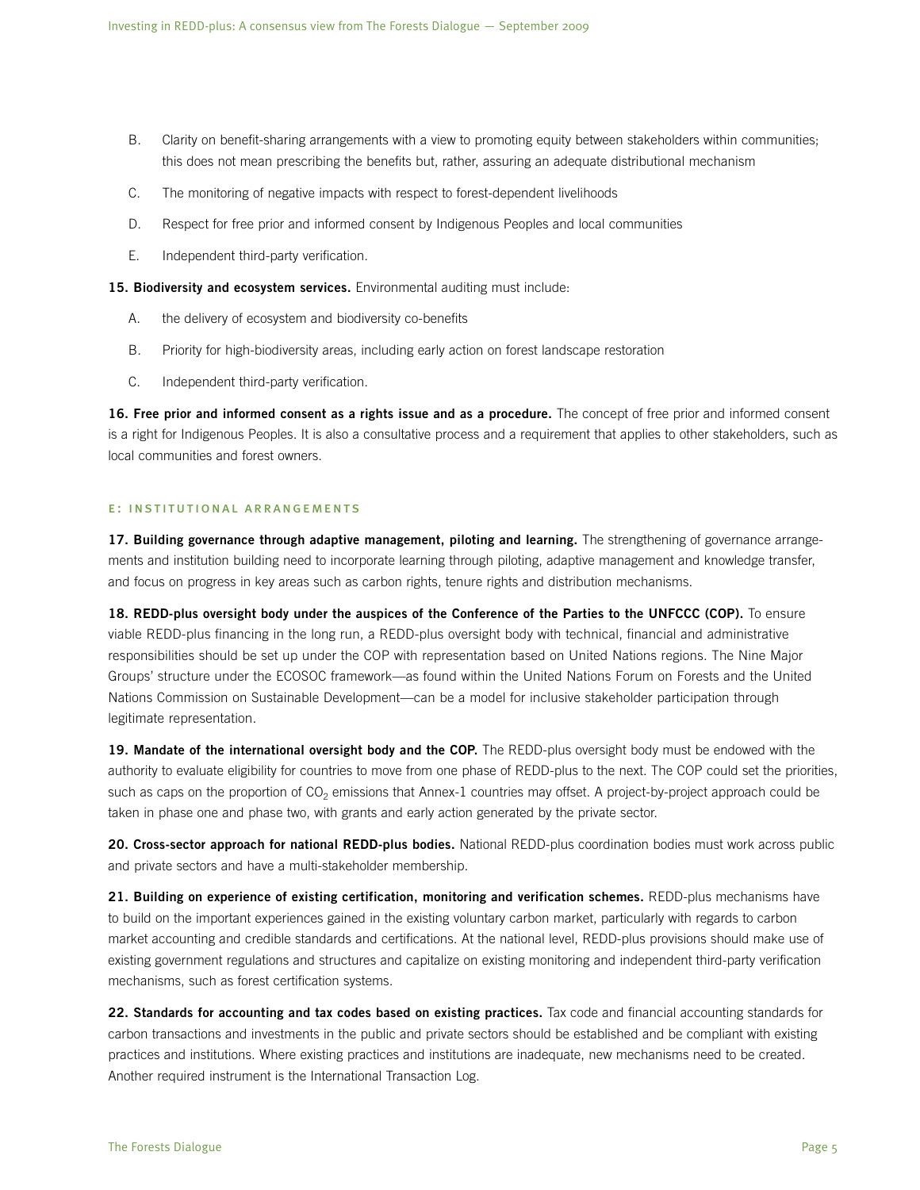B. Clarity on benefit-sharing arrangements with a view to promoting equity between stakeholders within communities; this does not mean prescribing the benefits but, rather, assuring an adequate distributional mechanism

C. The monitoring of negative impacts with respect to forest-dependent livelihoods

D. Respect for free prior and informed consent by Indigenous Peoples and local communities

E. Independent third-party verification.

**15. Biodiversity and ecosystem services.** Environmental auditing must include:

A. the delivery of ecosystem and biodiversity co-benefits

B. Priority for high-biodiversity areas, including early action on forest landscape restoration

C. Independent third-party verification.

**16. Free prior and informed consent as a rights issue and as a procedure.** The concept of free prior and informed consent is a right for Indigenous Peoples. It is also a consultative process and a requirement that applies to other stakeholders, such as local communities and forest owners.

## E: INSTITUTIONAL ARRANGEMENTS

**17. Building governance through adaptive management, piloting and learning.** The strengthening of governance arrangements and institution building need to incorporate learning through piloting, adaptive management and knowledge transfer, and focus on progress in key areas such as carbon rights, tenure rights and distribution mechanisms.

**18. REDD-plus oversight body under the auspices of the Conference of the Parties to the UNFCCC (COP).** To ensure viable REDD-plus financing in the long run, a REDD-plus oversight body with technical, financial and administrative responsibilities should be set up under the COP with representation based on United Nations regions. The Nine Major Groups' structure under the ECOSOC framework—as found within the United Nations Forum on Forests and the United Nations Commission on Sustainable Development—can be a model for inclusive stakeholder participation through legitimate representation.

**19. Mandate of the international oversight body and the COP.** The REDD-plus oversight body must be endowed with the authority to evaluate eligibility for countries to move from one phase of REDD-plus to the next. The COP could set the priorities, such as caps on the proportion of $CO_2$ emissions that Annex-1 countries may offset. A project-by-project approach could be taken in phase one and phase two, with grants and early action generated by the private sector.

**20. Cross-sector approach for national REDD-plus bodies.** National REDD-plus coordination bodies must work across public and private sectors and have a multi-stakeholder membership.

**21. Building on experience of existing certification, monitoring and verification schemes.** REDD-plus mechanisms have to build on the important experiences gained in the existing voluntary carbon market, particularly with regards to carbon market accounting and credible standards and certifications. At the national level, REDD-plus provisions should make use of existing government regulations and structures and capitalize on existing monitoring and independent third-party verification mechanisms, such as forest certification systems.

**22. Standards for accounting and tax codes based on existing practices.** Tax code and financial accounting standards for carbon transactions and investments in the public and private sectors should be established and be compliant with existing practices and institutions. Where existing practices and institutions are inadequate, new mechanisms need to be created. Another required instrument is the International Transaction Log.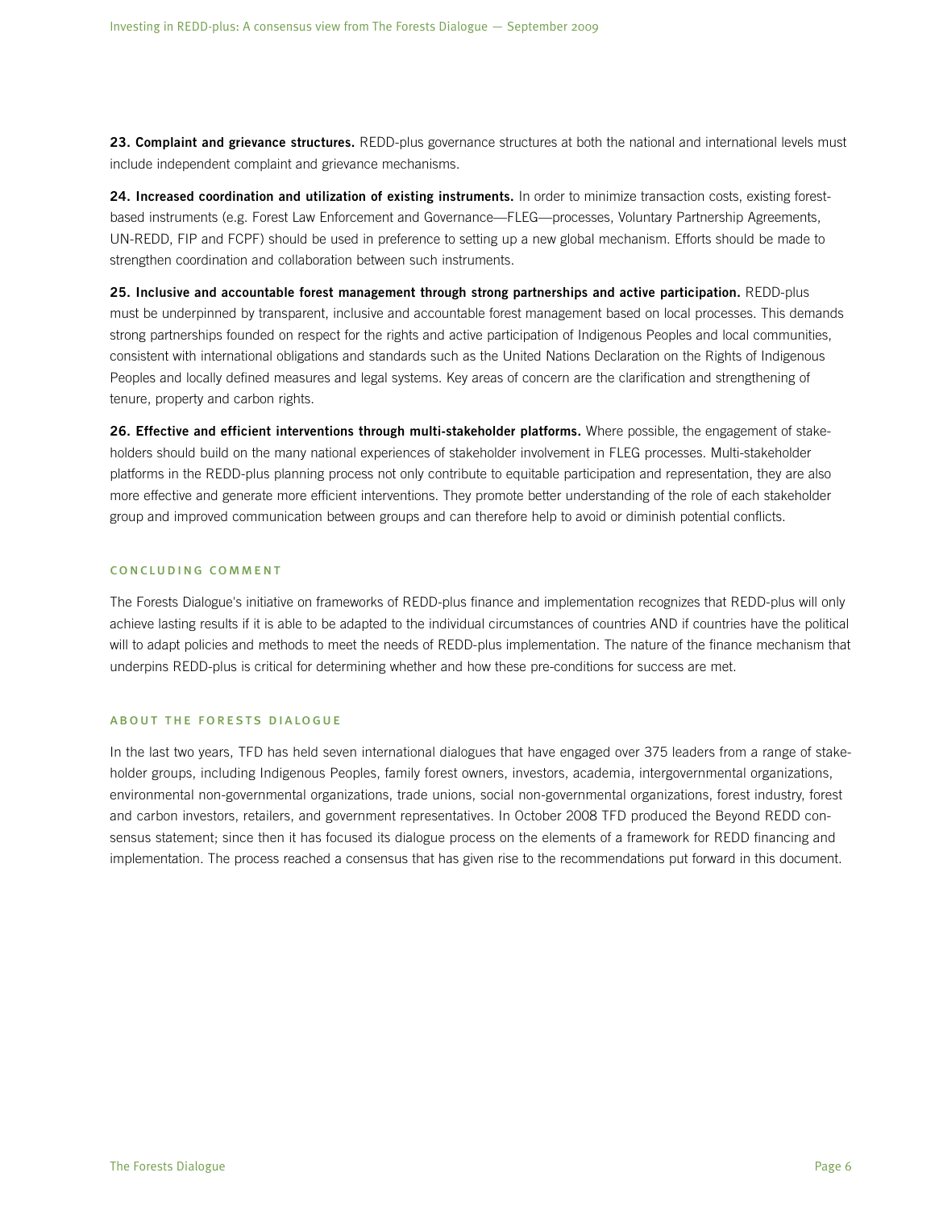**23. Complaint and grievance structures.** REDD-plus governance structures at both the national and international levels must include independent complaint and grievance mechanisms.

**24. Increased coordination and utilization of existing instruments.** In order to minimize transaction costs, existing forest-based instruments (e.g. Forest Law Enforcement and Governance—FLEG—processes, Voluntary Partnership Agreements, UN-REDD, FIP and FCPF) should be used in preference to setting up a new global mechanism. Efforts should be made to strengthen coordination and collaboration between such instruments.

**25. Inclusive and accountable forest management through strong partnerships and active participation.** REDD-plus must be underpinned by transparent, inclusive and accountable forest management based on local processes. This demands strong partnerships founded on respect for the rights and active participation of Indigenous Peoples and local communities, consistent with international obligations and standards such as the United Nations Declaration on the Rights of Indigenous Peoples and locally defined measures and legal systems. Key areas of concern are the clarification and strengthening of tenure, property and carbon rights.

**26. Effective and efficient interventions through multi-stakeholder platforms.** Where possible, the engagement of stakeholders should build on the many national experiences of stakeholder involvement in FLEG processes. Multi-stakeholder platforms in the REDD-plus planning process not only contribute to equitable participation and representation, they are also more effective and generate more efficient interventions. They promote better understanding of the role of each stakeholder group and improved communication between groups and can therefore help to avoid or diminish potential conflicts.

## CONCLUDING COMMENT

The Forests Dialogue's initiative on frameworks of REDD-plus finance and implementation recognizes that REDD-plus will only achieve lasting results if it is able to be adapted to the individual circumstances of countries AND if countries have the political will to adapt policies and methods to meet the needs of REDD-plus implementation. The nature of the finance mechanism that underpins REDD-plus is critical for determining whether and how these pre-conditions for success are met.

## ABOUT THE FORESTS DIALOGUE

In the last two years, TFD has held seven international dialogues that have engaged over 375 leaders from a range of stakeholder groups, including Indigenous Peoples, family forest owners, investors, academia, intergovernmental organizations, environmental non-governmental organizations, trade unions, social non-governmental organizations, forest industry, forest and carbon investors, retailers, and government representatives. In October 2008 TFD produced the Beyond REDD consensus statement; since then it has focused its dialogue process on the elements of a framework for REDD financing and implementation. The process reached a consensus that has given rise to the recommendations put forward in this document.